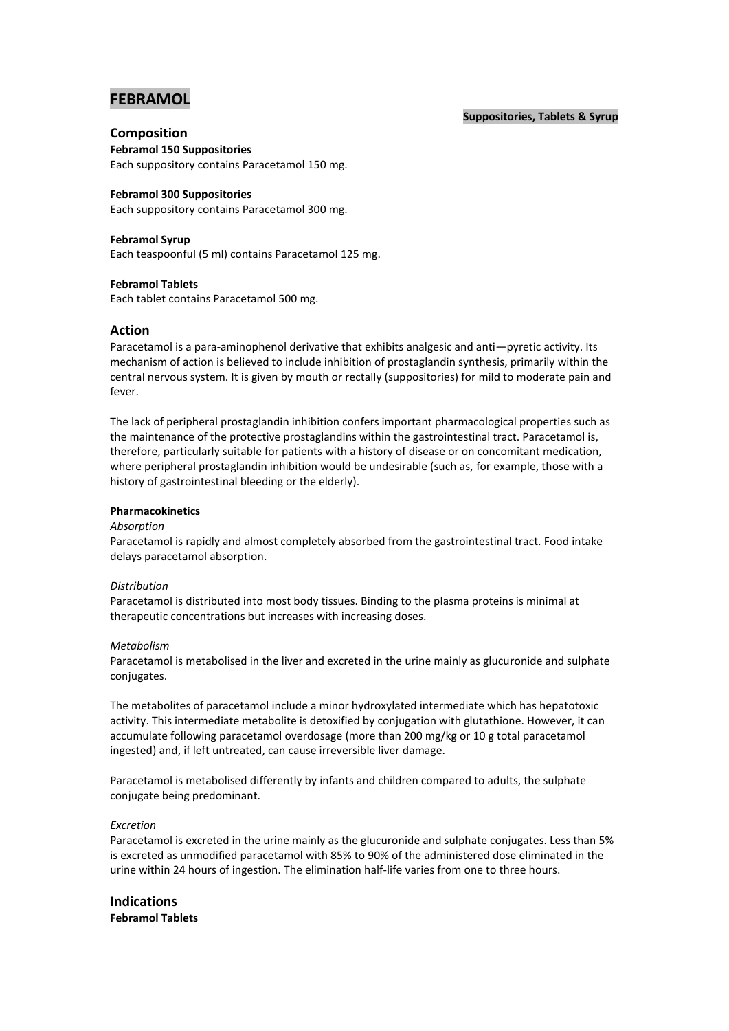# FEBRAMOL

**Suppositories, Tablets & Syrup**

## Composition

**Febramol 150 Suppositories**
Each suppository contains Paracetamol 150 mg.

**Febramol 300 Suppositories**
Each suppository contains Paracetamol 300 mg.

**Febramol Syrup**
Each teaspoonful (5 ml) contains Paracetamol 125 mg.

**Febramol Tablets**
Each tablet contains Paracetamol 500 mg.

## Action

Paracetamol is a para-aminophenol derivative that exhibits analgesic and anti—pyretic activity. Its mechanism of action is believed to include inhibition of prostaglandin synthesis, primarily within the central nervous system. It is given by mouth or rectally (suppositories) for mild to moderate pain and fever.

The lack of peripheral prostaglandin inhibition confers important pharmacological properties such as the maintenance of the protective prostaglandins within the gastrointestinal tract. Paracetamol is, therefore, particularly suitable for patients with a history of disease or on concomitant medication, where peripheral prostaglandin inhibition would be undesirable (such as, for example, those with a history of gastrointestinal bleeding or the elderly).

**Pharmacokinetics**

*Absorption*
Paracetamol is rapidly and almost completely absorbed from the gastrointestinal tract. Food intake delays paracetamol absorption.

*Distribution*
Paracetamol is distributed into most body tissues. Binding to the plasma proteins is minimal at therapeutic concentrations but increases with increasing doses.

*Metabolism*
Paracetamol is metabolised in the liver and excreted in the urine mainly as glucuronide and sulphate conjugates.

The metabolites of paracetamol include a minor hydroxylated intermediate which has hepatotoxic activity. This intermediate metabolite is detoxified by conjugation with glutathione. However, it can accumulate following paracetamol overdosage (more than 200 mg/kg or 10 g total paracetamol ingested) and, if left untreated, can cause irreversible liver damage.

Paracetamol is metabolised differently by infants and children compared to adults, the sulphate conjugate being predominant.

*Excretion*
Paracetamol is excreted in the urine mainly as the glucuronide and sulphate conjugates. Less than 5% is excreted as unmodified paracetamol with 85% to 90% of the administered dose eliminated in the urine within 24 hours of ingestion. The elimination half-life varies from one to three hours.

## Indications

**Febramol Tablets**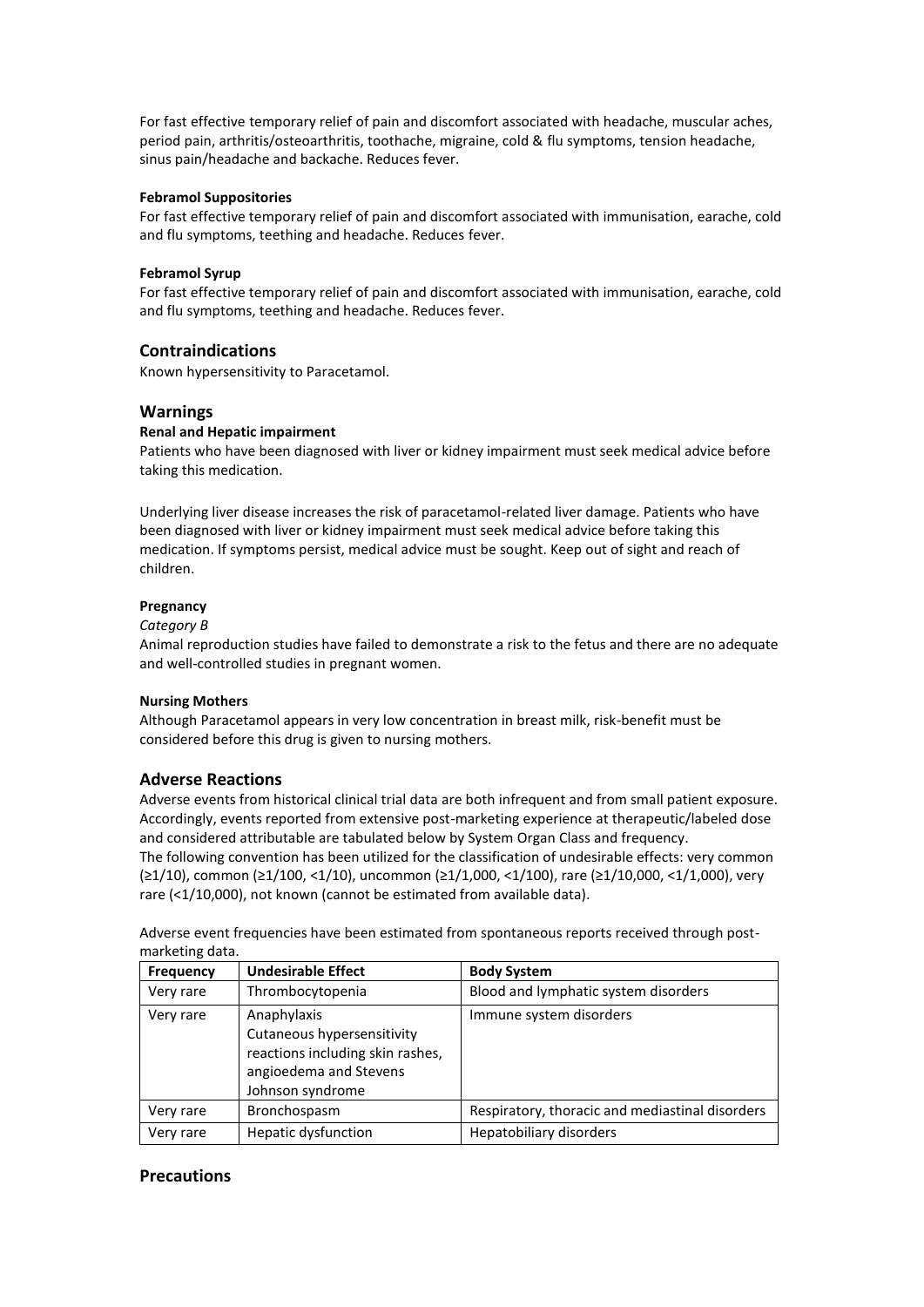For fast effective temporary relief of pain and discomfort associated with headache, muscular aches, period pain, arthritis/osteoarthritis, toothache, migraine, cold & flu symptoms, tension headache, sinus pain/headache and backache. Reduces fever.

**Febramol Suppositories**

For fast effective temporary relief of pain and discomfort associated with immunisation, earache, cold and flu symptoms, teething and headache. Reduces fever.

**Febramol Syrup**

For fast effective temporary relief of pain and discomfort associated with immunisation, earache, cold and flu symptoms, teething and headache. Reduces fever.

## Contraindications

Known hypersensitivity to Paracetamol.

## Warnings

**Renal and Hepatic impairment**

Patients who have been diagnosed with liver or kidney impairment must seek medical advice before taking this medication.

Underlying liver disease increases the risk of paracetamol-related liver damage. Patients who have been diagnosed with liver or kidney impairment must seek medical advice before taking this medication. If symptoms persist, medical advice must be sought. Keep out of sight and reach of children.

**Pregnancy**

*Category B*

Animal reproduction studies have failed to demonstrate a risk to the fetus and there are no adequate and well-controlled studies in pregnant women.

**Nursing Mothers**

Although Paracetamol appears in very low concentration in breast milk, risk-benefit must be considered before this drug is given to nursing mothers.

## Adverse Reactions

Adverse events from historical clinical trial data are both infrequent and from small patient exposure. Accordingly, events reported from extensive post-marketing experience at therapeutic/labeled dose and considered attributable are tabulated below by System Organ Class and frequency.
The following convention has been utilized for the classification of undesirable effects: very common (≥1/10), common (≥1/100, <1/10), uncommon (≥1/1,000, <1/100), rare (≥1/10,000, <1/1,000), very rare (<1/10,000), not known (cannot be estimated from available data).

Adverse event frequencies have been estimated from spontaneous reports received through post-marketing data.

| Frequency | Undesirable Effect | Body System |
|---|---|---|
| Very rare | Thrombocytopenia | Blood and lymphatic system disorders |
| Very rare | Anaphylaxis<br>Cutaneous hypersensitivity reactions including skin rashes, angioedema and Stevens Johnson syndrome | Immune system disorders |
| Very rare | Bronchospasm | Respiratory, thoracic and mediastinal disorders |
| Very rare | Hepatic dysfunction | Hepatobiliary disorders |

## Precautions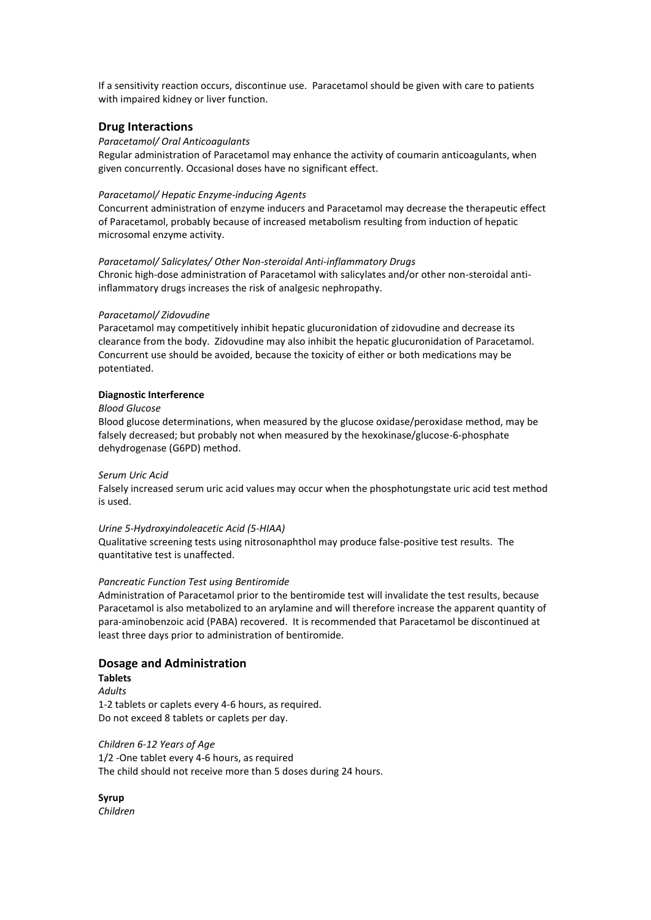If a sensitivity reaction occurs, discontinue use. Paracetamol should be given with care to patients with impaired kidney or liver function.

## Drug Interactions

*Paracetamol/ Oral Anticoagulants*

Regular administration of Paracetamol may enhance the activity of coumarin anticoagulants, when given concurrently. Occasional doses have no significant effect.

*Paracetamol/ Hepatic Enzyme-inducing Agents*

Concurrent administration of enzyme inducers and Paracetamol may decrease the therapeutic effect of Paracetamol, probably because of increased metabolism resulting from induction of hepatic microsomal enzyme activity.

*Paracetamol/ Salicylates/ Other Non-steroidal Anti-inflammatory Drugs*

Chronic high-dose administration of Paracetamol with salicylates and/or other non-steroidal anti-inflammatory drugs increases the risk of analgesic nephropathy.

*Paracetamol/ Zidovudine*

Paracetamol may competitively inhibit hepatic glucuronidation of zidovudine and decrease its clearance from the body. Zidovudine may also inhibit the hepatic glucuronidation of Paracetamol. Concurrent use should be avoided, because the toxicity of either or both medications may be potentiated.

**Diagnostic Interference**

*Blood Glucose*

Blood glucose determinations, when measured by the glucose oxidase/peroxidase method, may be falsely decreased; but probably not when measured by the hexokinase/glucose-6-phosphate dehydrogenase (G6PD) method.

*Serum Uric Acid*

Falsely increased serum uric acid values may occur when the phosphotungstate uric acid test method is used.

*Urine 5-Hydroxyindoleacetic Acid (5-HIAA)*

Qualitative screening tests using nitrosonaphthol may produce false-positive test results. The quantitative test is unaffected.

*Pancreatic Function Test using Bentiromide*

Administration of Paracetamol prior to the bentiromide test will invalidate the test results, because Paracetamol is also metabolized to an arylamine and will therefore increase the apparent quantity of para-aminobenzoic acid (PABA) recovered. It is recommended that Paracetamol be discontinued at least three days prior to administration of bentiromide.

## Dosage and Administration

**Tablets**

*Adults*

1-2 tablets or caplets every 4-6 hours, as required.
Do not exceed 8 tablets or caplets per day.

*Children 6-12 Years of Age*

1/2 -One tablet every 4-6 hours, as required
The child should not receive more than 5 doses during 24 hours.

**Syrup**

*Children*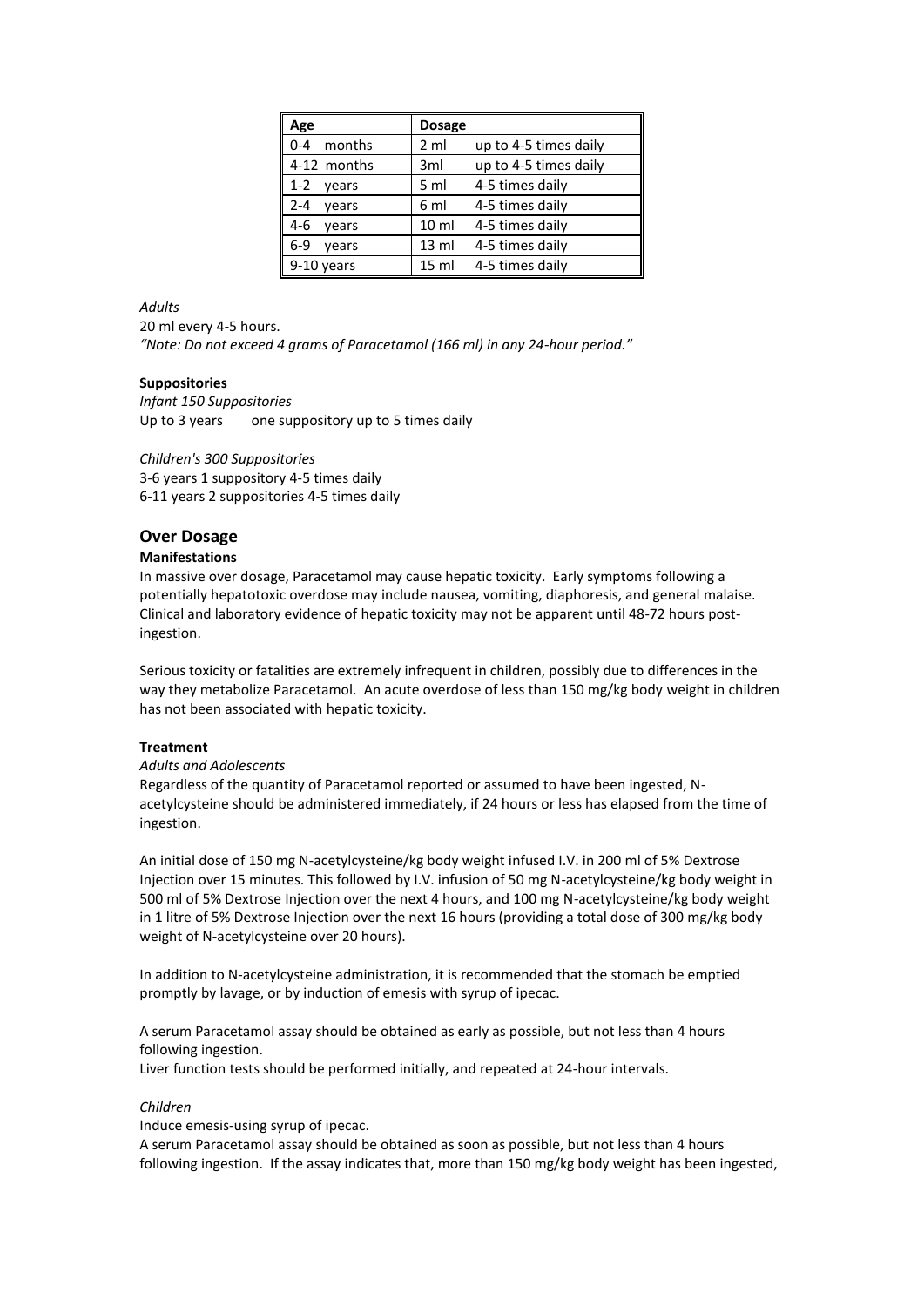| Age | Dosage | |
|---|---|---|
| 0-4 months | 2 ml | up to 4-5 times daily |
| 4-12 months | 3ml | up to 4-5 times daily |
| 1-2 years | 5 ml | 4-5 times daily |
| 2-4 years | 6 ml | 4-5 times daily |
| 4-6 years | 10 ml | 4-5 times daily |
| 6-9 years | 13 ml | 4-5 times daily |
| 9-10 years | 15 ml | 4-5 times daily |

*Adults*

20 ml every 4-5 hours.

*"Note: Do not exceed 4 grams of Paracetamol (166 ml) in any 24-hour period."*

**Suppositories**

*Infant 150 Suppositories*

Up to 3 years one suppository up to 5 times daily

*Children's 300 Suppositories*

3-6 years 1 suppository 4-5 times daily

6-11 years 2 suppositories 4-5 times daily

## Over Dosage

**Manifestations**

In massive over dosage, Paracetamol may cause hepatic toxicity. Early symptoms following a potentially hepatotoxic overdose may include nausea, vomiting, diaphoresis, and general malaise. Clinical and laboratory evidence of hepatic toxicity may not be apparent until 48-72 hours post-ingestion.

Serious toxicity or fatalities are extremely infrequent in children, possibly due to differences in the way they metabolize Paracetamol. An acute overdose of less than 150 mg/kg body weight in children has not been associated with hepatic toxicity.

**Treatment**

*Adults and Adolescents*

Regardless of the quantity of Paracetamol reported or assumed to have been ingested, N-acetylcysteine should be administered immediately, if 24 hours or less has elapsed from the time of ingestion.

An initial dose of 150 mg N-acetylcysteine/kg body weight infused I.V. in 200 ml of 5% Dextrose Injection over 15 minutes. This followed by I.V. infusion of 50 mg N-acetylcysteine/kg body weight in 500 ml of 5% Dextrose Injection over the next 4 hours, and 100 mg N-acetylcysteine/kg body weight in 1 litre of 5% Dextrose Injection over the next 16 hours (providing a total dose of 300 mg/kg body weight of N-acetylcysteine over 20 hours).

In addition to N-acetylcysteine administration, it is recommended that the stomach be emptied promptly by lavage, or by induction of emesis with syrup of ipecac.

A serum Paracetamol assay should be obtained as early as possible, but not less than 4 hours following ingestion.

Liver function tests should be performed initially, and repeated at 24-hour intervals.

*Children*

Induce emesis-using syrup of ipecac.

A serum Paracetamol assay should be obtained as soon as possible, but not less than 4 hours following ingestion. If the assay indicates that, more than 150 mg/kg body weight has been ingested,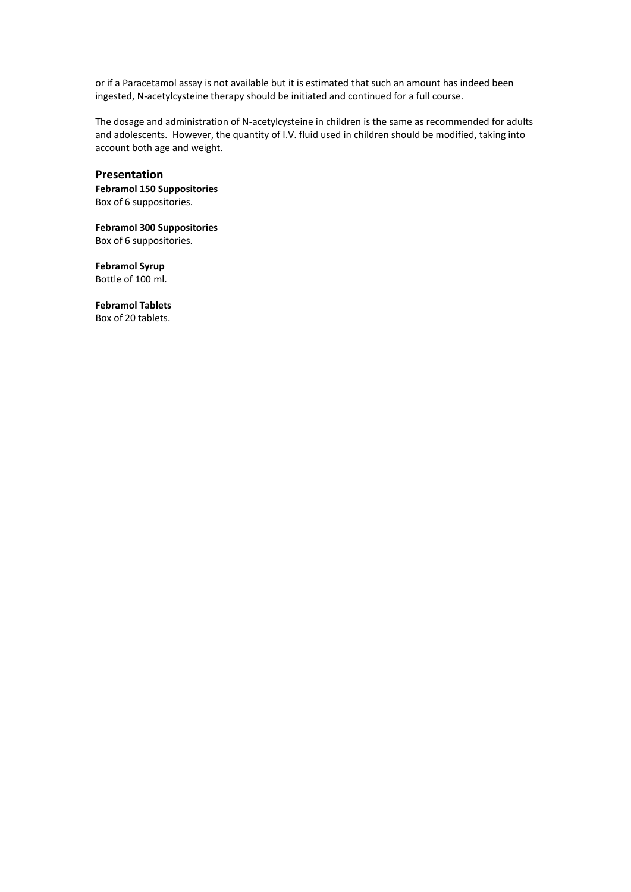or if a Paracetamol assay is not available but it is estimated that such an amount has indeed been ingested, N-acetylcysteine therapy should be initiated and continued for a full course.

The dosage and administration of N-acetylcysteine in children is the same as recommended for adults and adolescents. However, the quantity of I.V. fluid used in children should be modified, taking into account both age and weight.

## Presentation

**Febramol 150 Suppositories**
Box of 6 suppositories.

**Febramol 300 Suppositories**
Box of 6 suppositories.

**Febramol Syrup**
Bottle of 100 ml.

**Febramol Tablets**
Box of 20 tablets.